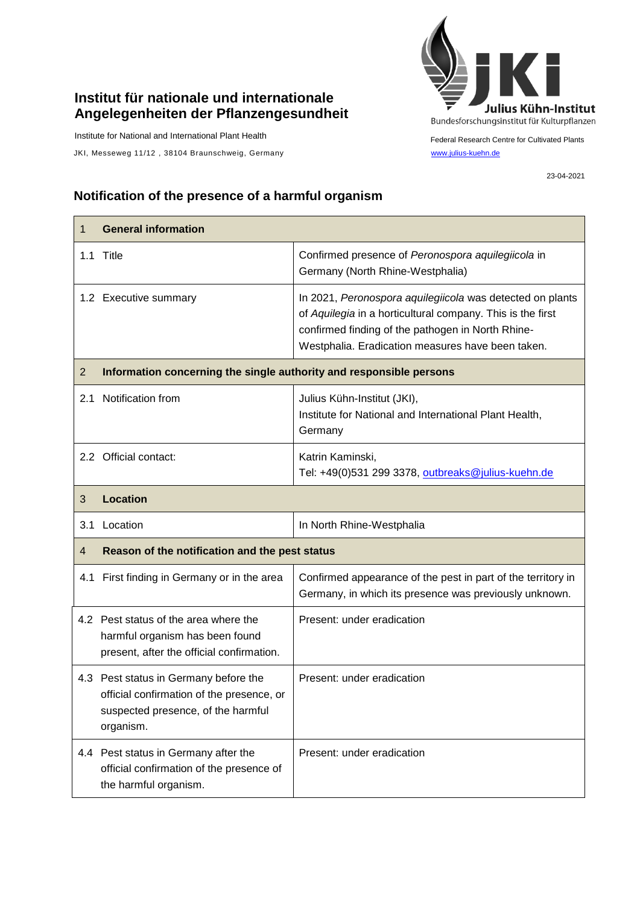**Institut für nationale und internationale Angelegenheiten der Pflanzengesundheit**

Institute for National and International Plant Health

JKI, Messeweg 11/12 , 38104 Braunschweig, Germany

Julius Kühn-Institut
Bundesforschungsinstitut für Kulturpflanzen

Federal Research Centre for Cultivated Plants
www.julius-kuehn.de

23-04-2021

## Notification of the presence of a harmful organism

| **1 General information** | |
|---|---|
| 1.1 Title | Confirmed presence of *Peronospora aquilegiicola* in Germany (North Rhine-Westphalia) |
| 1.2 Executive summary | In 2021, *Peronospora aquilegiicola* was detected on plants of *Aquilegia* in a horticultural company. This is the first confirmed finding of the pathogen in North Rhine-Westphalia. Eradication measures have been taken. |
| **2 Information concerning the single authority and responsible persons** | |
| 2.1 Notification from | Julius Kühn-Institut (JKI), Institute for National and International Plant Health, Germany |
| 2.2 Official contact: | Katrin Kaminski, Tel: +49(0)531 299 3378, outbreaks@julius-kuehn.de |
| **3 Location** | |
| 3.1 Location | In North Rhine-Westphalia |
| **4 Reason of the notification and the pest status** | |
| 4.1 First finding in Germany or in the area | Confirmed appearance of the pest in part of the territory in Germany, in which its presence was previously unknown. |
| 4.2 Pest status of the area where the harmful organism has been found present, after the official confirmation. | Present: under eradication |
| 4.3 Pest status in Germany before the official confirmation of the presence, or suspected presence, of the harmful organism. | Present: under eradication |
| 4.4 Pest status in Germany after the official confirmation of the presence of the harmful organism. | Present: under eradication |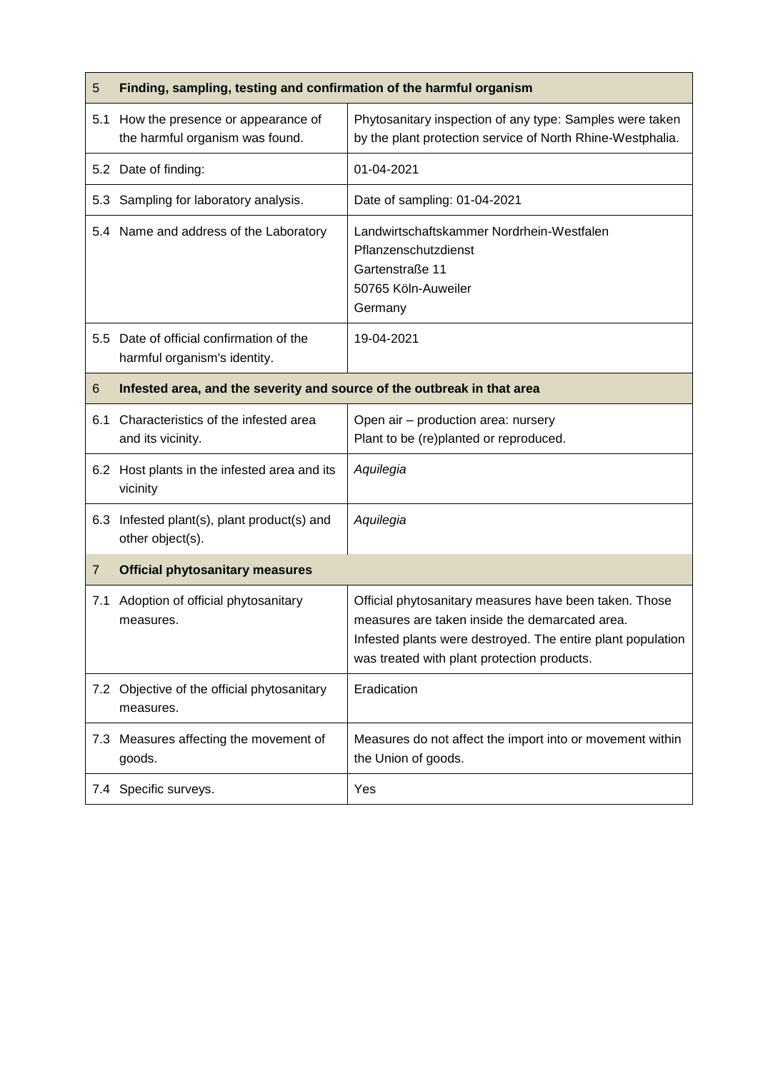| 5 | Finding, sampling, testing and confirmation of the harmful organism | |
|---|---|---|
| 5.1 | How the presence or appearance of the harmful organism was found. | Phytosanitary inspection of any type: Samples were taken by the plant protection service of North Rhine-Westphalia. |
| 5.2 | Date of finding: | 01-04-2021 |
| 5.3 | Sampling for laboratory analysis. | Date of sampling: 01-04-2021 |
| 5.4 | Name and address of the Laboratory | Landwirtschaftskammer Nordrhein-Westfalen<br>Pflanzenschutzdienst<br>Gartenstraße 11<br>50765 Köln-Auweiler<br>Germany |
| 5.5 | Date of official confirmation of the harmful organism's identity. | 19-04-2021 |
| **6** | **Infested area, and the severity and source of the outbreak in that area** | |
| 6.1 | Characteristics of the infested area and its vicinity. | Open air – production area: nursery<br>Plant to be (re)planted or reproduced. |
| 6.2 | Host plants in the infested area and its vicinity | *Aquilegia* |
| 6.3 | Infested plant(s), plant product(s) and other object(s). | *Aquilegia* |
| **7** | **Official phytosanitary measures** | |
| 7.1 | Adoption of official phytosanitary measures. | Official phytosanitary measures have been taken. Those measures are taken inside the demarcated area.<br>Infested plants were destroyed. The entire plant population was treated with plant protection products. |
| 7.2 | Objective of the official phytosanitary measures. | Eradication |
| 7.3 | Measures affecting the movement of goods. | Measures do not affect the import into or movement within the Union of goods. |
| 7.4 | Specific surveys. | Yes |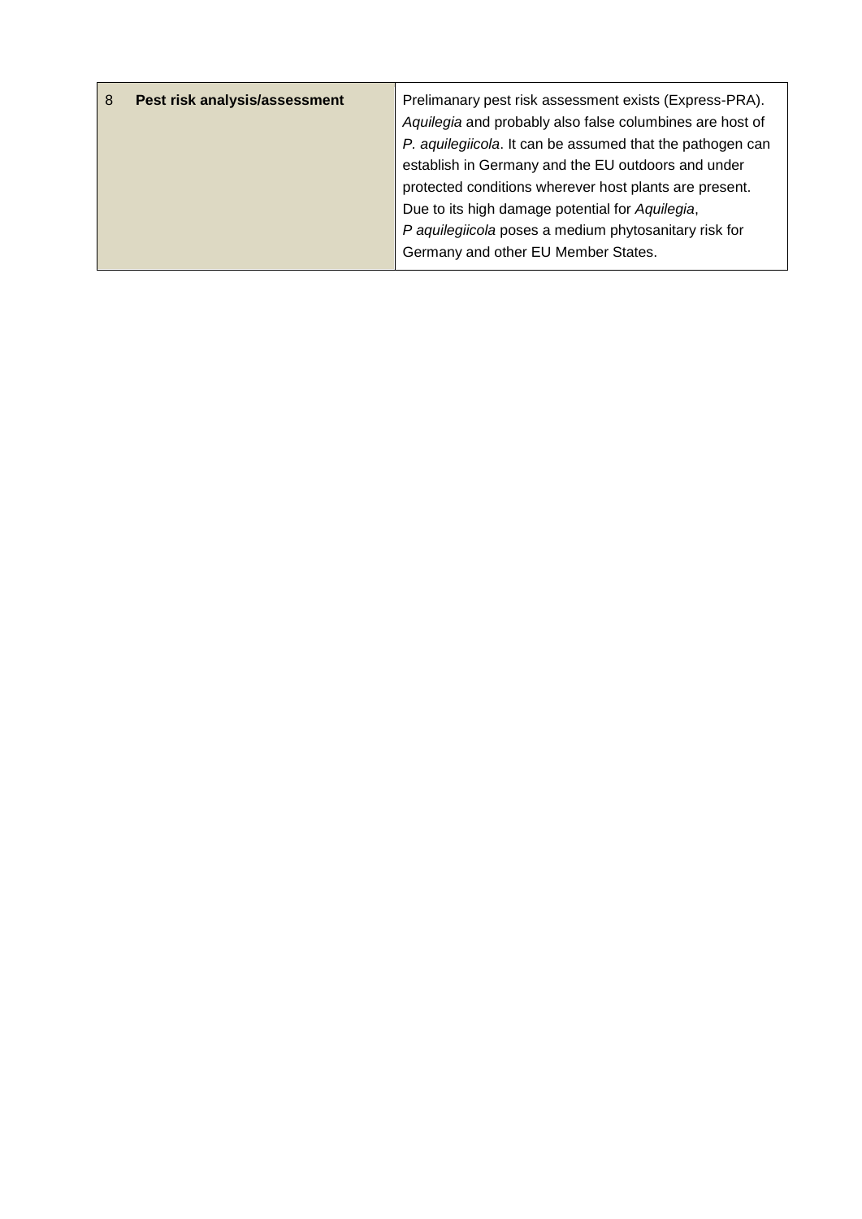| | | |
|---|---|---|
| 8 | **Pest risk analysis/assessment** | Prelimanary pest risk assessment exists (Express-PRA). *Aquilegia* and probably also false columbines are host of *P. aquilegiicola*. It can be assumed that the pathogen can establish in Germany and the EU outdoors and under protected conditions wherever host plants are present. Due to its high damage potential for *Aquilegia*, *P aquilegiicola* poses a medium phytosanitary risk for Germany and other EU Member States. |